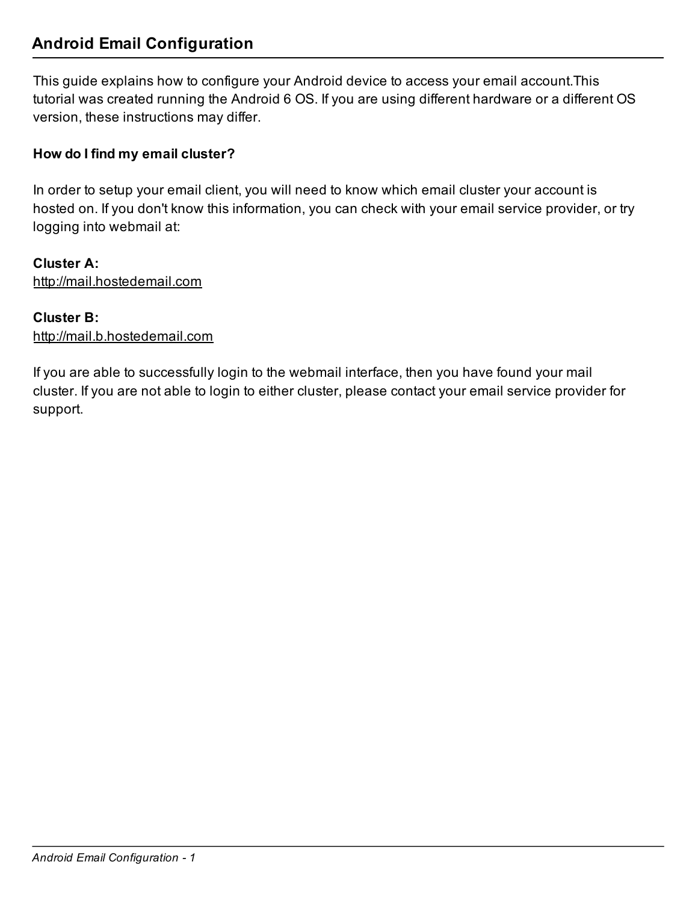## Android Email Configuration

This guide explains how to configure your Android device to access your email account.This tutorial was created running the Android 6 OS. If you are using different hardware or a different OS version, these instructions may differ.

**How do I find my email cluster?**

In order to setup your email client, you will need to know which email cluster your account is hosted on. If you don't know this information, you can check with your email service provider, or try logging into webmail at:

**Cluster A:**
http://mail.hostedemail.com

**Cluster B:**
http://mail.b.hostedemail.com

If you are able to successfully login to the webmail interface, then you have found your mail cluster. If you are not able to login to either cluster, please contact your email service provider for support.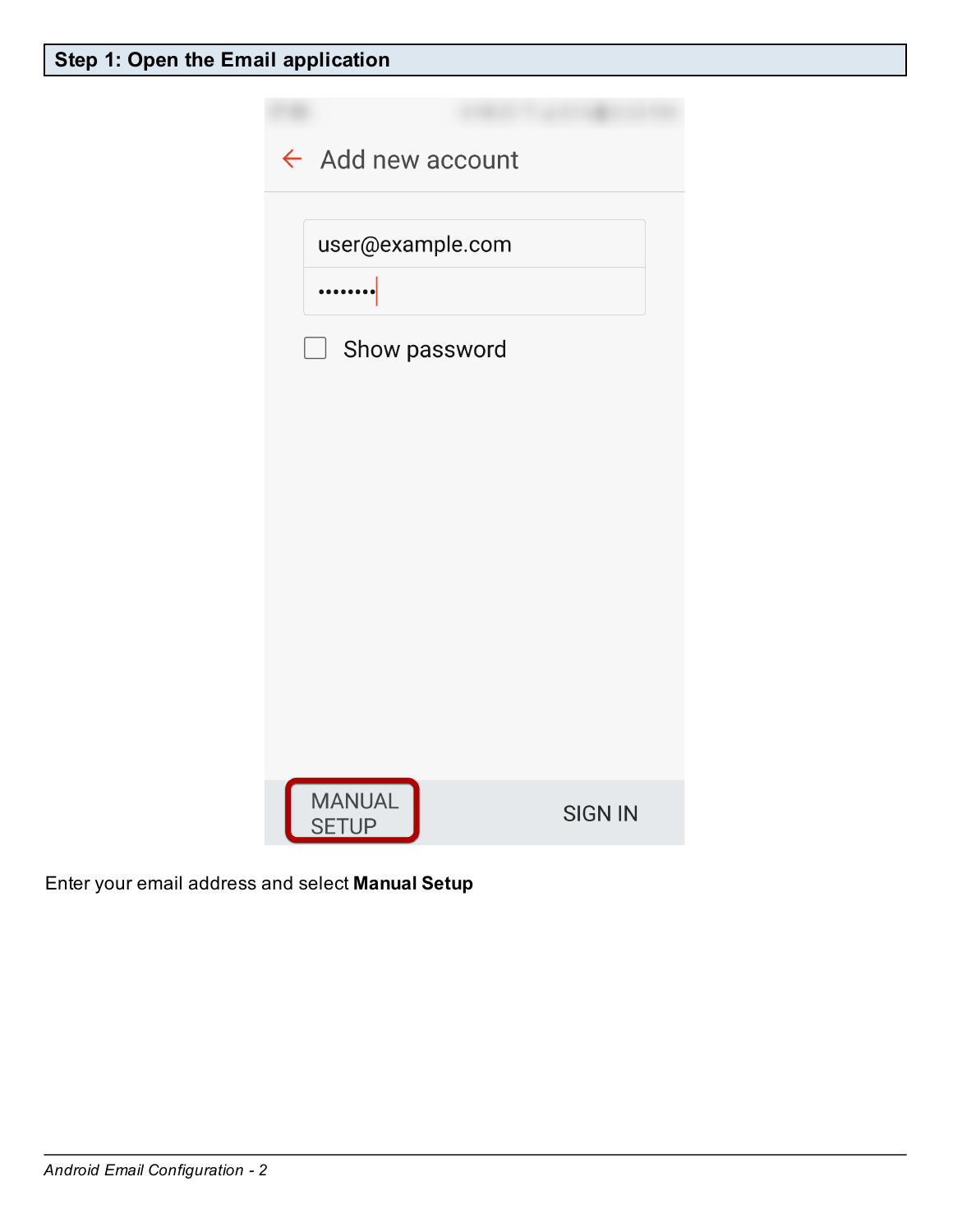## Step 1: Open the Email application

Add new account

user@example.com

Show password

MANUAL SETUP

SIGN IN

Enter your email address and select **Manual Setup**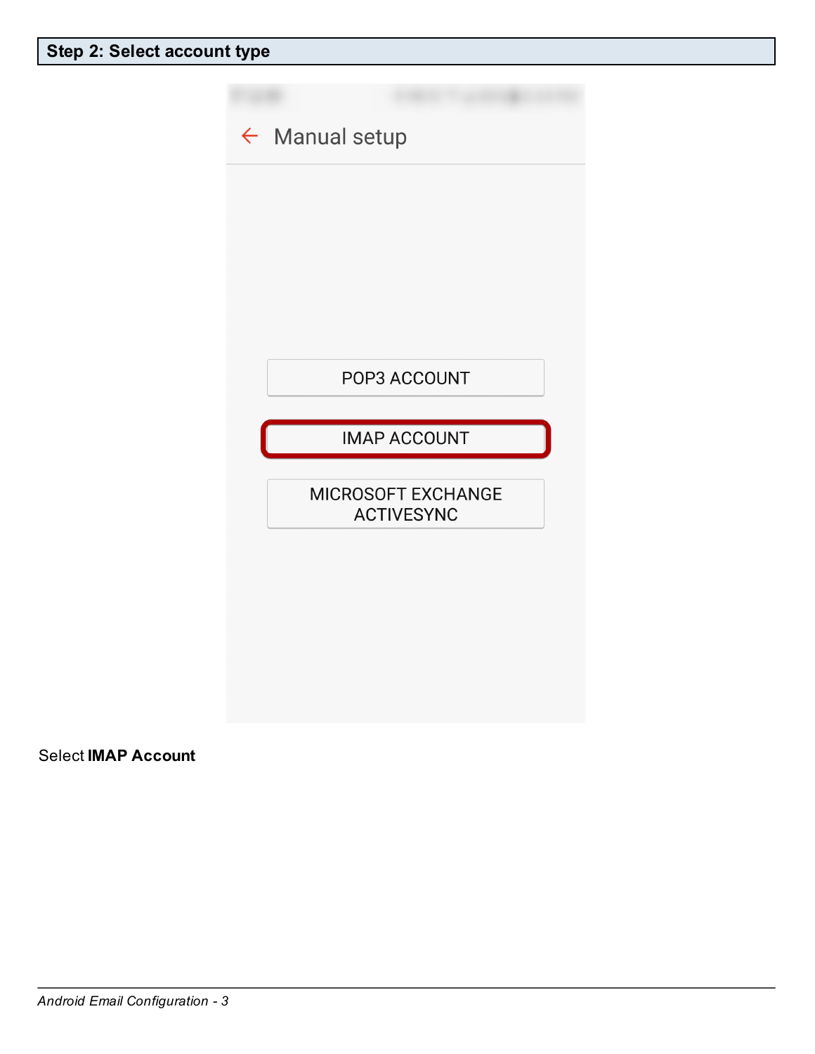## Step 2: Select account type

Manual setup

POP3 ACCOUNT

IMAP ACCOUNT

MICROSOFT EXCHANGE ACTIVESYNC

Select **IMAP Account**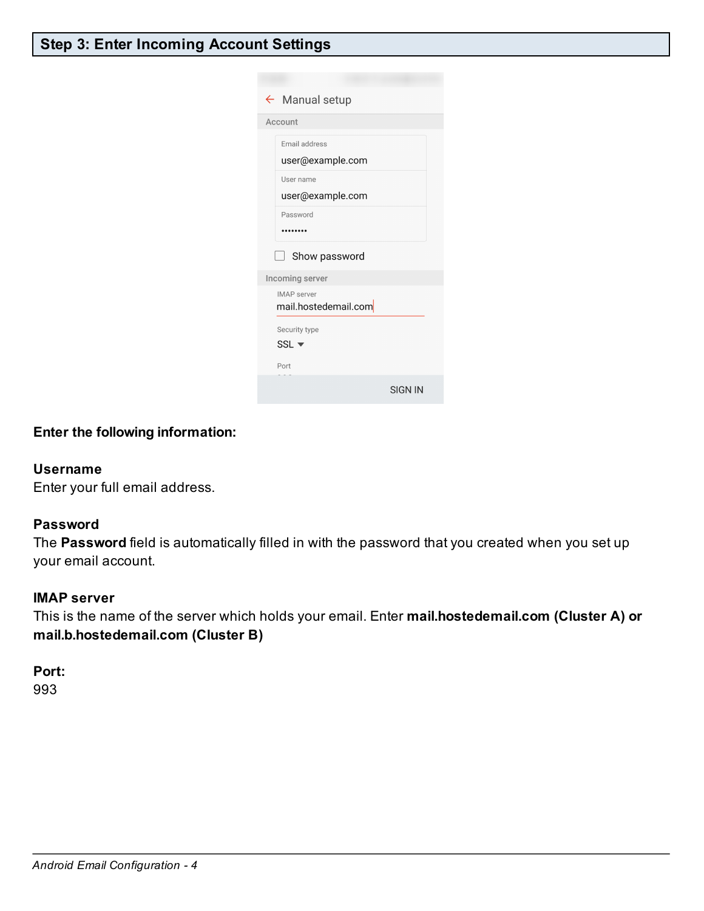## Step 3: Enter Incoming Account Settings

**Enter the following information:**

**Username**
Enter your full email address.

**Password**
The **Password** field is automatically filled in with the password that you created when you set up your email account.

**IMAP server**
This is the name of the server which holds your email. Enter **mail.hostedemail.com (Cluster A) or mail.b.hostedemail.com (Cluster B)**

**Port:**
993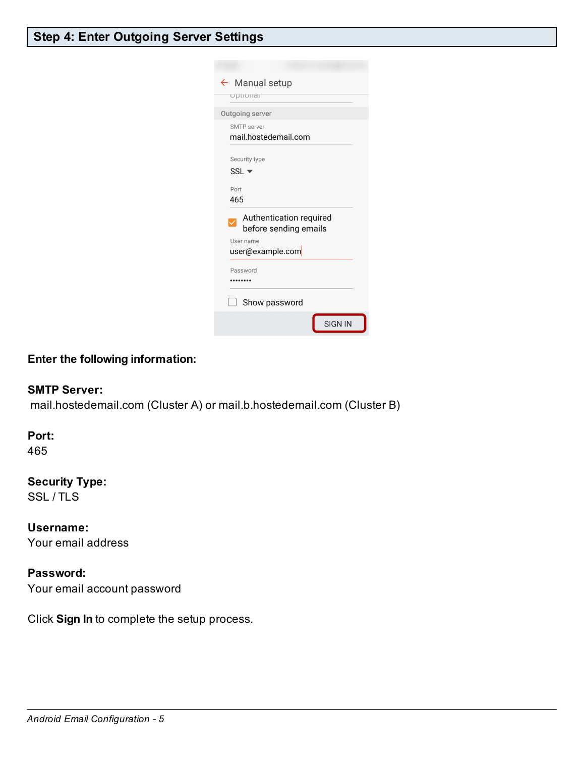## Step 4: Enter Outgoing Server Settings

**Enter the following information:**

**SMTP Server:**
mail.hostedemail.com (Cluster A) or mail.b.hostedemail.com (Cluster B)

**Port:**
465

**Security Type:**
SSL / TLS

**Username:**
Your email address

**Password:**
Your email account password

Click **Sign In** to complete the setup process.